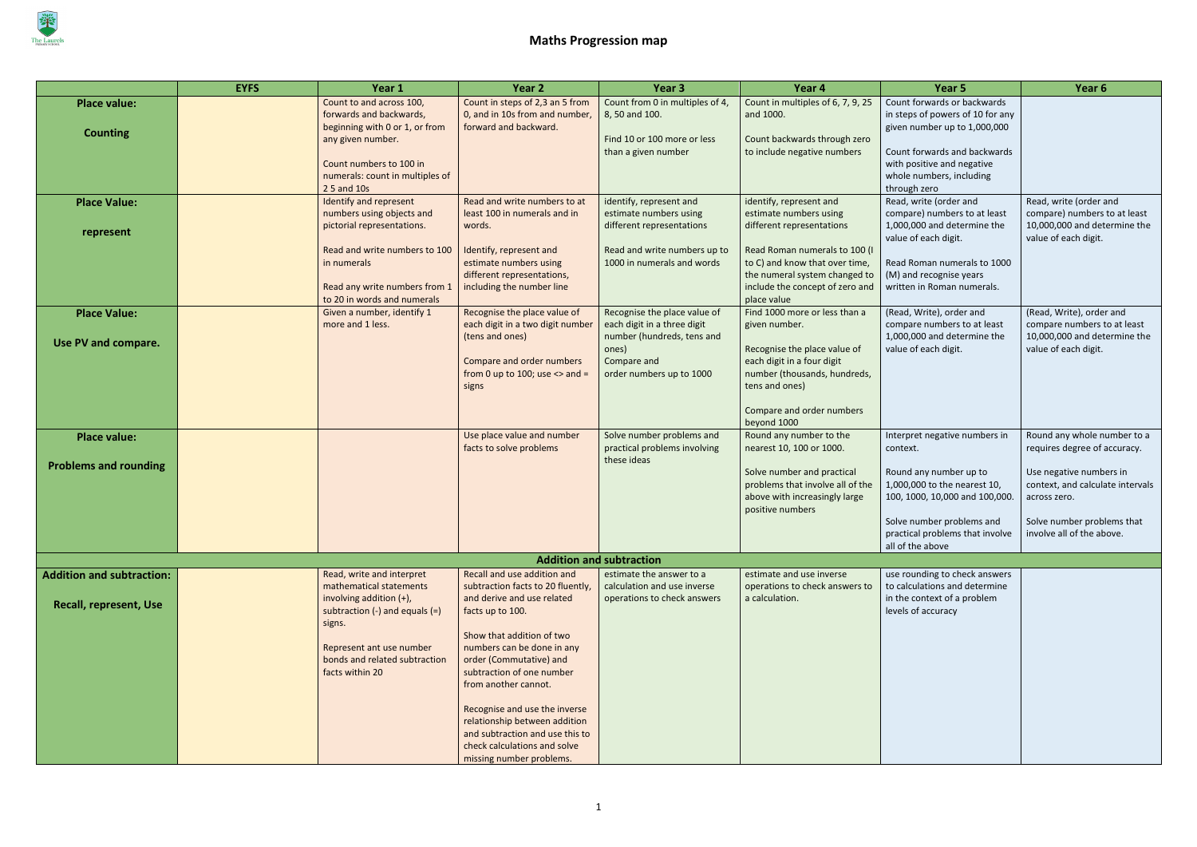# Maths Progression map

| | EYFS | Year 1 | Year 2 | Year 3 | Year 4 | Year 5 | Year 6 |
|---|---|---|---|---|---|---|---|
| **Place value:**<br><br>**Counting** | | Count to and across 100, forwards and backwards, beginning with 0 or 1, or from any given number.<br><br>Count numbers to 100 in numerals: count in multiples of 2 5 and 10s | Count in steps of 2,3 an 5 from 0, and in 10s from and number, forward and backward. | Count from 0 in multiples of 4, 8, 50 and 100.<br><br>Find 10 or 100 more or less than a given number | Count in multiples of 6, 7, 9, 25 and 1000.<br><br>Count backwards through zero to include negative numbers | Count forwards or backwards in steps of powers of 10 for any given number up to 1,000,000<br><br>Count forwards and backwards with positive and negative whole numbers, including through zero | |
| **Place Value:**<br><br>**represent** | | Identify and represent numbers using objects and pictorial representations.<br><br>Read and write numbers to 100 in numerals<br><br>Read any write numbers from 1 to 20 in words and numerals | Read and write numbers to at least 100 in numerals and in words.<br><br>Identify, represent and estimate numbers using different representations, including the number line | identify, represent and estimate numbers using different representations<br><br>Read and write numbers up to 1000 in numerals and words | identify, represent and estimate numbers using different representations<br><br>Read Roman numerals to 100 (I to C) and know that over time, the numeral system changed to include the concept of zero and place value | Read, write (order and compare) numbers to at least 1,000,000 and determine the value of each digit.<br><br>Read Roman numerals to 1000 (M) and recognise years written in Roman numerals. | Read, write (order and compare) numbers to at least 10,000,000 and determine the value of each digit. |
| **Place Value:**<br><br>**Use PV and compare.** | | Given a number, identify 1 more and 1 less. | Recognise the place value of each digit in a two digit number (tens and ones)<br><br>Compare and order numbers from 0 up to 100; use <> and = signs | Recognise the place value of each digit in a three digit number (hundreds, tens and ones)<br>Compare and order numbers up to 1000 | Find 1000 more or less than a given number.<br><br>Recognise the place value of each digit in a four digit number (thousands, hundreds, tens and ones)<br><br>Compare and order numbers beyond 1000 | (Read, Write), order and compare numbers to at least 1,000,000 and determine the value of each digit. | (Read, Write), order and compare numbers to at least 10,000,000 and determine the value of each digit. |
| **Place value:**<br><br>**Problems and rounding** | | | Use place value and number facts to solve problems | Solve number problems and practical problems involving these ideas | Round any number to the nearest 10, 100 or 1000.<br><br>Solve number and practical problems that involve all of the above with increasingly large positive numbers | Interpret negative numbers in context.<br><br>Round any number up to 1,000,000 to the nearest 10, 100, 1000, 10,000 and 100,000.<br><br>Solve number problems and practical problems that involve all of the above | Round any whole number to a requires degree of accuracy.<br><br>Use negative numbers in context, and calculate intervals across zero.<br><br>Solve number problems that involve all of the above. |
| | | | | **Addition and subtraction** | | | |
| **Addition and subtraction:**<br><br>**Recall, represent, Use** | | Read, write and interpret mathematical statements involving addition (+), subtraction (-) and equals (=) signs.<br><br>Represent ant use number bonds and related subtraction facts within 20 | Recall and use addition and subtraction facts to 20 fluently, and derive and use related facts up to 100.<br><br>Show that addition of two numbers can be done in any order (Commutative) and subtraction of one number from another cannot.<br><br>Recognise and use the inverse relationship between addition and subtraction and use this to check calculations and solve missing number problems. | estimate the answer to a calculation and use inverse operations to check answers | estimate and use inverse operations to check answers to a calculation. | use rounding to check answers to calculations and determine in the context of a problem levels of accuracy | |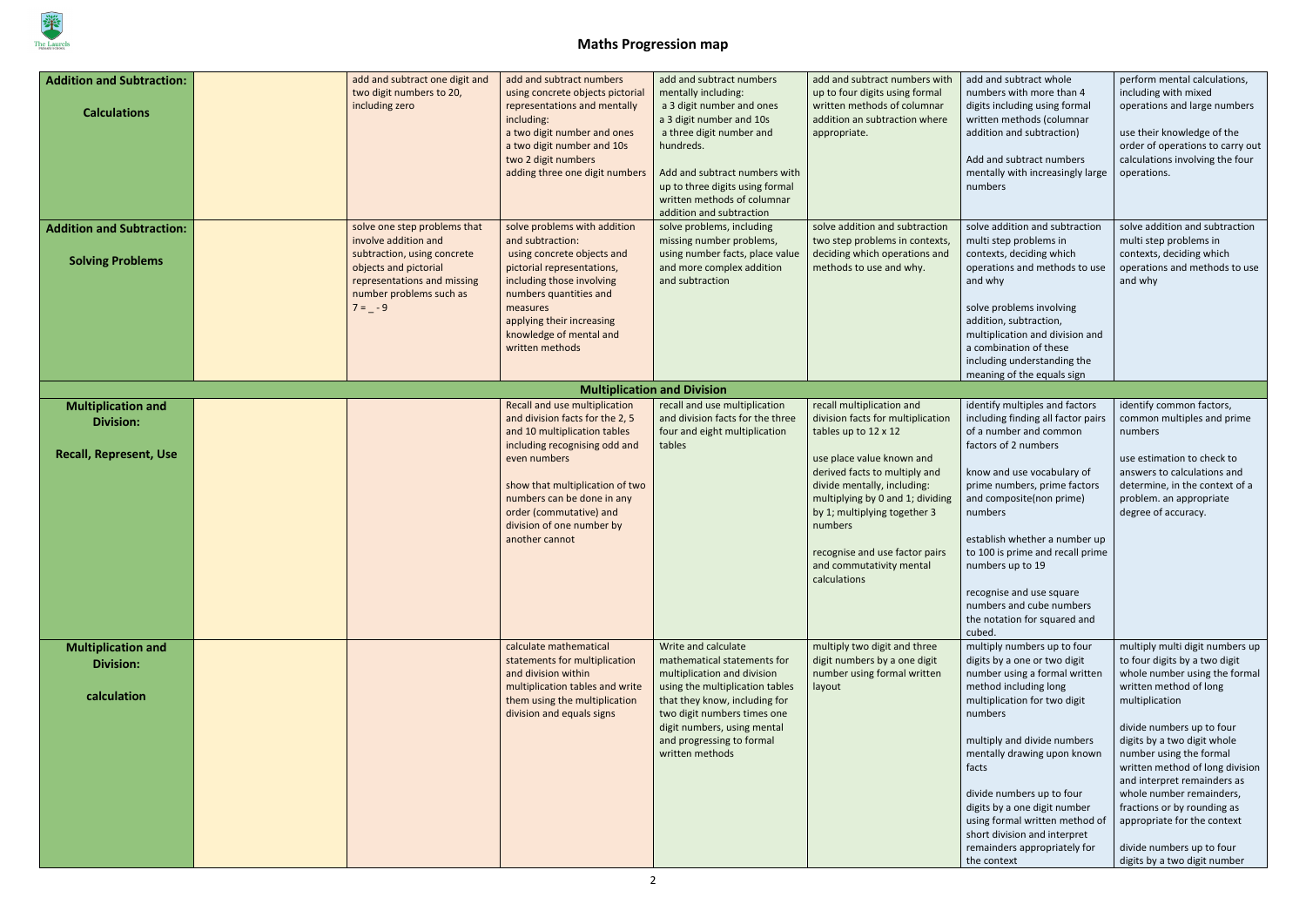# Maths Progression map

| | | | | | | | |
|---|---|---|---|---|---|---|---|
| **Addition and Subtraction: Calculations** | | add and subtract one digit and two digit numbers to 20, including zero | add and subtract numbers using concrete objects pictorial representations and mentally including:<br>a two digit number and ones<br>a two digit number and 10s<br>two 2 digit numbers<br>adding three one digit numbers | add and subtract numbers mentally including:<br>a 3 digit number and ones<br>a 3 digit number and 10s<br>a three digit number and hundreds.<br><br>Add and subtract numbers with up to three digits using formal written methods of columnar addition and subtraction | add and subtract numbers with up to four digits using formal written methods of columnar addition an subtraction where appropriate. | add and subtract whole numbers with more than 4 digits including using formal written methods (columnar addition and subtraction)<br><br>Add and subtract numbers mentally with increasingly large numbers | perform mental calculations, including with mixed operations and large numbers<br><br>use their knowledge of the order of operations to carry out calculations involving the four operations. |
| **Addition and Subtraction: Solving Problems** | | solve one step problems that involve addition and subtraction, using concrete objects and pictorial representations and missing number problems such as 7 = _ - 9 | solve problems with addition and subtraction:<br>using concrete objects and pictorial representations, including those involving numbers quantities and measures<br>applying their increasing knowledge of mental and written methods | solve problems, including missing number problems, using number facts, place value and more complex addition and subtraction | solve addition and subtraction two step problems in contexts, deciding which operations and methods to use and why. | solve addition and subtraction multi step problems in contexts, deciding which operations and methods to use and why<br><br>solve problems involving addition, subtraction, multiplication and division and a combination of these including understanding the meaning of the equals sign | solve addition and subtraction multi step problems in contexts, deciding which operations and methods to use and why |
| **Multiplication and Division** | | | | | | | |
| **Multiplication and Division: Recall, Represent, Use** | | | Recall and use multiplication and division facts for the 2, 5 and 10 multiplication tables including recognising odd and even numbers<br><br>show that multiplication of two numbers can be done in any order (commutative) and division of one number by another cannot | recall and use multiplication and division facts for the three four and eight multiplication tables | recall multiplication and division facts for multiplication tables up to 12 x 12<br><br>use place value known and derived facts to multiply and divide mentally, including: multiplying by 0 and 1; dividing by 1; multiplying together 3 numbers<br><br>recognise and use factor pairs and commutativity mental calculations | identify multiples and factors including finding all factor pairs of a number and common factors of 2 numbers<br><br>know and use vocabulary of prime numbers, prime factors and composite(non prime) numbers<br><br>establish whether a number up to 100 is prime and recall prime numbers up to 19<br><br>recognise and use square numbers and cube numbers the notation for squared and cubed. | identify common factors, common multiples and prime numbers<br><br>use estimation to check to answers to calculations and determine, in the context of a problem. an appropriate degree of accuracy. |
| **Multiplication and Division: calculation** | | | calculate mathematical statements for multiplication and division within multiplication tables and write them using the multiplication division and equals signs | Write and calculate mathematical statements for multiplication and division using the multiplication tables that they know, including for two digit numbers times one digit numbers, using mental and progressing to formal written methods | multiply two digit and three digit numbers by a one digit number using formal written layout | multiply numbers up to four digits by a one or two digit number using a formal written method including long multiplication for two digit numbers<br><br>multiply and divide numbers mentally drawing upon known facts<br><br>divide numbers up to four digits by a one digit number using formal written method of short division and interpret remainders appropriately for the context | multiply multi digit numbers up to four digits by a two digit whole number using the formal written method of long multiplication<br><br>divide numbers up to four digits by a two digit whole number using the formal written method of long division and interpret remainders as whole number remainders, fractions or by rounding as appropriate for the context<br><br>divide numbers up to four digits by a two digit number |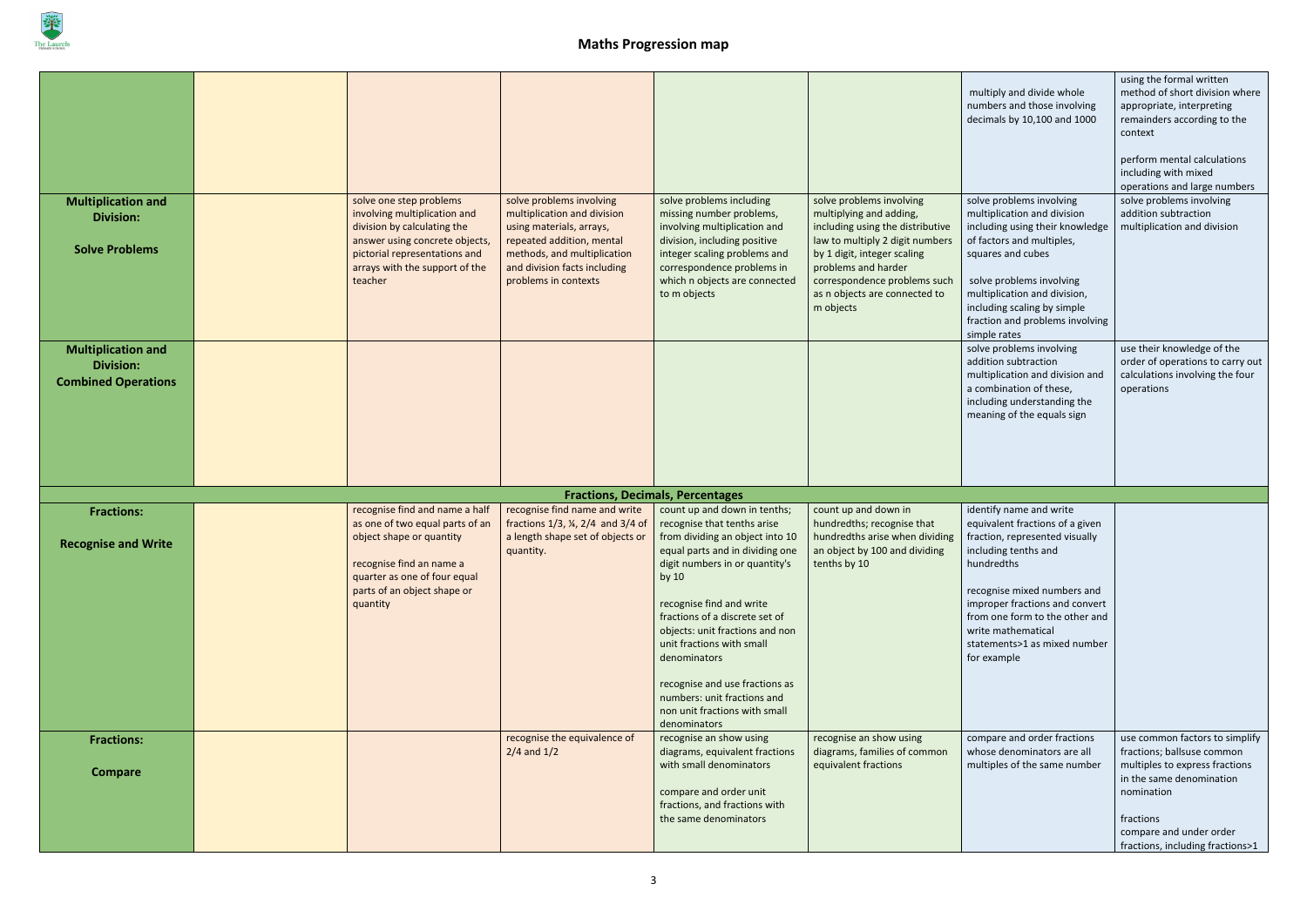# Maths Progression map

| | | | | | | | |
|---|---|---|---|---|---|---|---|
| | | | | | | multiply and divide whole numbers and those involving decimals by 10,100 and 1000 | using the formal written method of short division where appropriate, interpreting remainders according to the context<br><br>perform mental calculations including with mixed operations and large numbers |
| **Multiplication and Division:**<br><br>**Solve Problems** | | solve one step problems involving multiplication and division by calculating the answer using concrete objects, pictorial representations and arrays with the support of the teacher | solve problems involving multiplication and division using materials, arrays, repeated addition, mental methods, and multiplication and division facts including problems in contexts | solve problems including missing number problems, involving multiplication and division, including positive integer scaling problems and correspondence problems in which n objects are connected to m objects | solve problems involving multiplying and adding, including using the distributive law to multiply 2 digit numbers by 1 digit, integer scaling problems and harder correspondence problems such as n objects are connected to m objects | solve problems involving multiplication and division including using their knowledge of factors and multiples, squares and cubes<br><br>solve problems involving multiplication and division, including scaling by simple fraction and problems involving simple rates | solve problems involving addition subtraction multiplication and division |
| **Multiplication and Division:**<br>**Combined Operations** | | | | | | solve problems involving addition subtraction multiplication and division and a combination of these, including understanding the meaning of the equals sign | use their knowledge of the order of operations to carry out calculations involving the four operations |
| **Fractions, Decimals, Percentages** | | | | | | | |
| **Fractions:**<br><br>**Recognise and Write** | | recognise find and name a half as one of two equal parts of an object shape or quantity<br><br>recognise find an name a quarter as one of four equal parts of an object shape or quantity | recognise find name and write fractions 1/3, ¼, 2/4 and 3/4 of a length shape set of objects or quantity. | count up and down in tenths; recognise that tenths arise from dividing an object into 10 equal parts and in dividing one digit numbers in or quantity's by 10<br><br>recognise find and write fractions of a discrete set of objects: unit fractions and non unit fractions with small denominators<br><br>recognise and use fractions as numbers: unit fractions and non unit fractions with small denominators | count up and down in hundredths; recognise that hundredths arise when dividing an object by 100 and dividing tenths by 10 | identify name and write equivalent fractions of a given fraction, represented visually including tenths and hundredths<br><br>recognise mixed numbers and improper fractions and convert from one form to the other and write mathematical statements>1 as mixed number for example | |
| **Fractions:**<br><br>**Compare** | | | recognise the equivalence of 2/4 and 1/2 | recognise an show using diagrams, equivalent fractions with small denominators<br><br>compare and order unit fractions, and fractions with the same denominators | recognise an show using diagrams, families of common equivalent fractions | compare and order fractions whose denominators are all multiples of the same number | use common factors to simplify fractions; ballsuse common multiples to express fractions in the same denomination nomination<br><br>fractions<br>compare and under order fractions, including fractions>1 |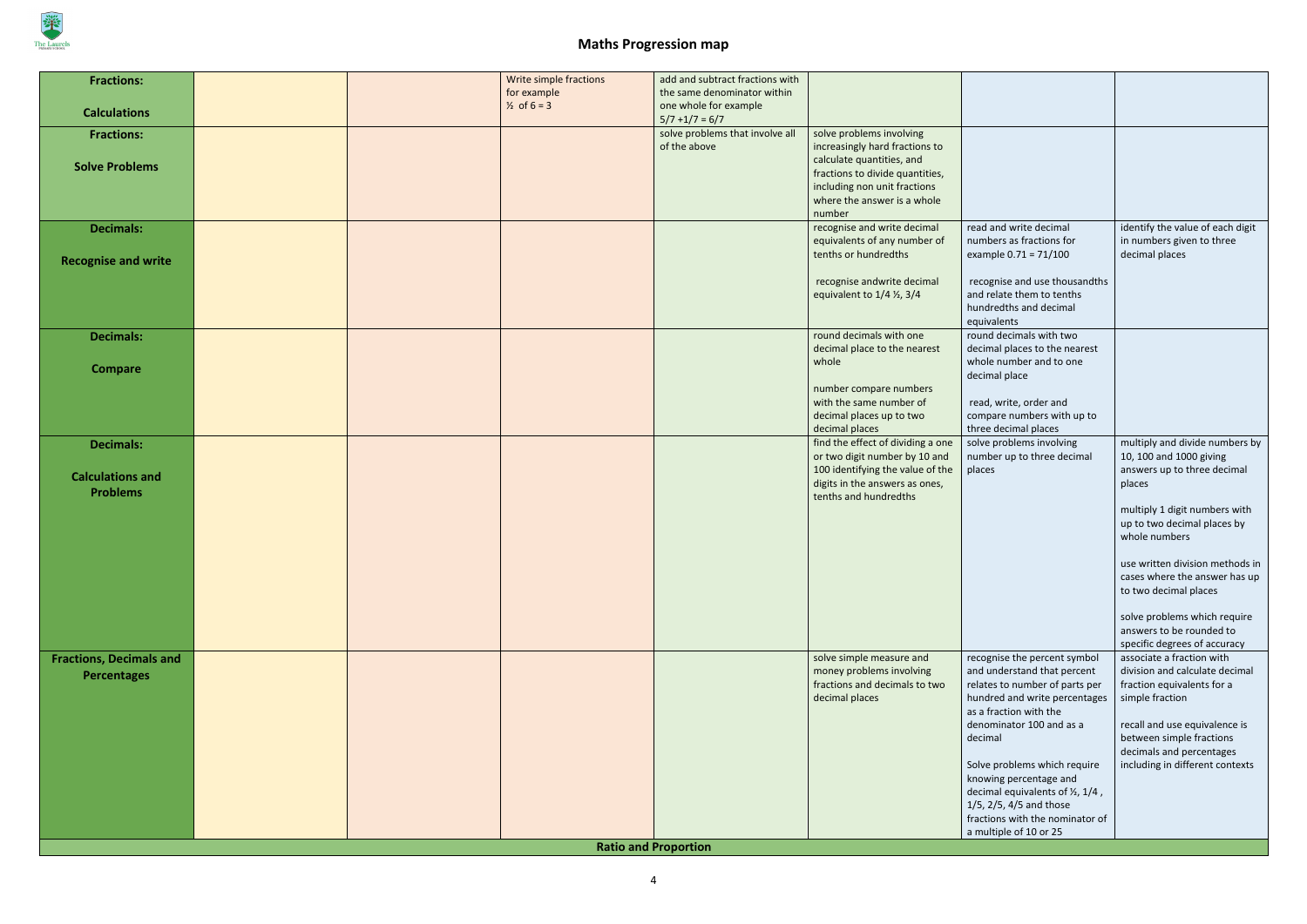# Maths Progression map

| | | | | | | | |
|---|---|---|---|---|---|---|---|
| **Fractions:**<br><br>**Calculations** | | | Write simple fractions for example<br>½ of 6 = 3 | add and subtract fractions with the same denominator within one whole for example<br>5/7 +1/7 = 6/7 | | | |
| **Fractions:**<br><br>**Solve Problems** | | | | solve problems that involve all of the above | solve problems involving increasingly hard fractions to calculate quantities, and fractions to divide quantities, including non unit fractions where the answer is a whole number | | |
| **Decimals:**<br><br>**Recognise and write** | | | | | recognise and write decimal equivalents of any number of tenths or hundredths<br><br>recognise andwrite decimal equivalent to 1/4 ½, 3/4 | read and write decimal numbers as fractions for example 0.71 = 71/100<br><br>recognise and use thousandths and relate them to tenths hundredths and decimal equivalents | identify the value of each digit in numbers given to three decimal places |
| **Decimals:**<br><br>**Compare** | | | | | round decimals with one decimal place to the nearest whole<br><br>number compare numbers with the same number of decimal places up to two decimal places | round decimals with two decimal places to the nearest whole number and to one decimal place<br><br>read, write, order and compare numbers with up to three decimal places | |
| **Decimals:**<br><br>**Calculations and Problems** | | | | | find the effect of dividing a one or two digit number by 10 and 100 identifying the value of the digits in the answers as ones, tenths and hundredths | solve problems involving number up to three decimal places | multiply and divide numbers by 10, 100 and 1000 giving answers up to three decimal places<br><br>multiply 1 digit numbers with up to two decimal places by whole numbers<br><br>use written division methods in cases where the answer has up to two decimal places<br><br>solve problems which require answers to be rounded to specific degrees of accuracy |
| **Fractions, Decimals and Percentages** | | | | | solve simple measure and money problems involving fractions and decimals to two decimal places | recognise the percent symbol and understand that percent relates to number of parts per hundred and write percentages as a fraction with the denominator 100 and as a decimal<br><br>Solve problems which require knowing percentage and decimal equivalents of ½, 1/4 , 1/5, 2/5, 4/5 and those fractions with the nominator of a multiple of 10 or 25 | associate a fraction with division and calculate decimal fraction equivalents for a simple fraction<br><br>recall and use equivalence is between simple fractions decimals and percentages including in different contexts |
| **Ratio and Proportion** | | | | | | | |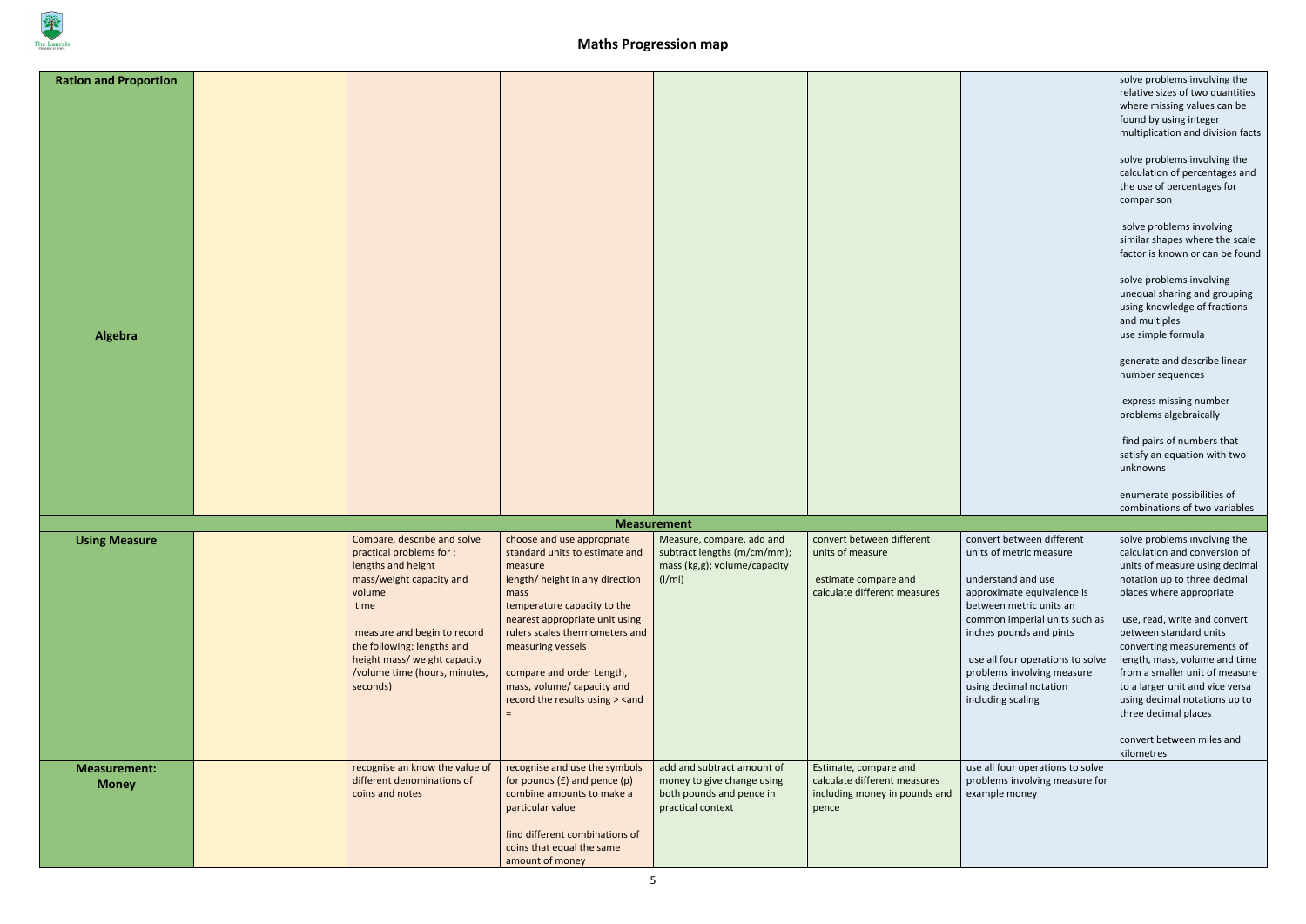# Maths Progression map

| | | | | | | | |
|---|---|---|---|---|---|---|---|
| **Ration and Proportion** | | | | | | | solve problems involving the relative sizes of two quantities where missing values can be found by using integer multiplication and division facts<br><br>solve problems involving the calculation of percentages and the use of percentages for comparison<br><br>solve problems involving similar shapes where the scale factor is known or can be found<br><br>solve problems involving unequal sharing and grouping using knowledge of fractions and multiples |
| **Algebra** | | | | | | | use simple formula<br><br>generate and describe linear number sequences<br><br>express missing number problems algebraically<br><br>find pairs of numbers that satisfy an equation with two unknowns<br><br>enumerate possibilities of combinations of two variables |
| **Measurement** | | | | | | | |
| **Using Measure** | | Compare, describe and solve practical problems for :<br>lengths and height<br>mass/weight capacity and volume<br>time<br><br>measure and begin to record the following: lengths and height mass/ weight capacity /volume time (hours, minutes, seconds) | choose and use appropriate standard units to estimate and measure<br>length/ height in any direction<br>mass<br>temperature capacity to the nearest appropriate unit using rulers scales thermometers and measuring vessels<br><br>compare and order Length, mass, volume/ capacity and record the results using > <and = | Measure, compare, add and subtract lengths (m/cm/mm); mass (kg,g); volume/capacity (l/ml) | convert between different units of measure<br><br>estimate compare and calculate different measures | convert between different units of metric measure<br><br>understand and use approximate equivalence is between metric units an common imperial units such as inches pounds and pints<br><br>use all four operations to solve problems involving measure using decimal notation including scaling | solve problems involving the calculation and conversion of units of measure using decimal notation up to three decimal places where appropriate<br><br>use, read, write and convert between standard units converting measurements of length, mass, volume and time from a smaller unit of measure to a larger unit and vice versa using decimal notations up to three decimal places<br><br>convert between miles and kilometres |
| **Measurement: Money** | | recognise an know the value of different denominations of coins and notes | recognise and use the symbols for pounds (£) and pence (p) combine amounts to make a particular value<br><br>find different combinations of coins that equal the same amount of money | add and subtract amount of money to give change using both pounds and pence in practical context | Estimate, compare and calculate different measures including money in pounds and pence | use all four operations to solve problems involving measure for example money | |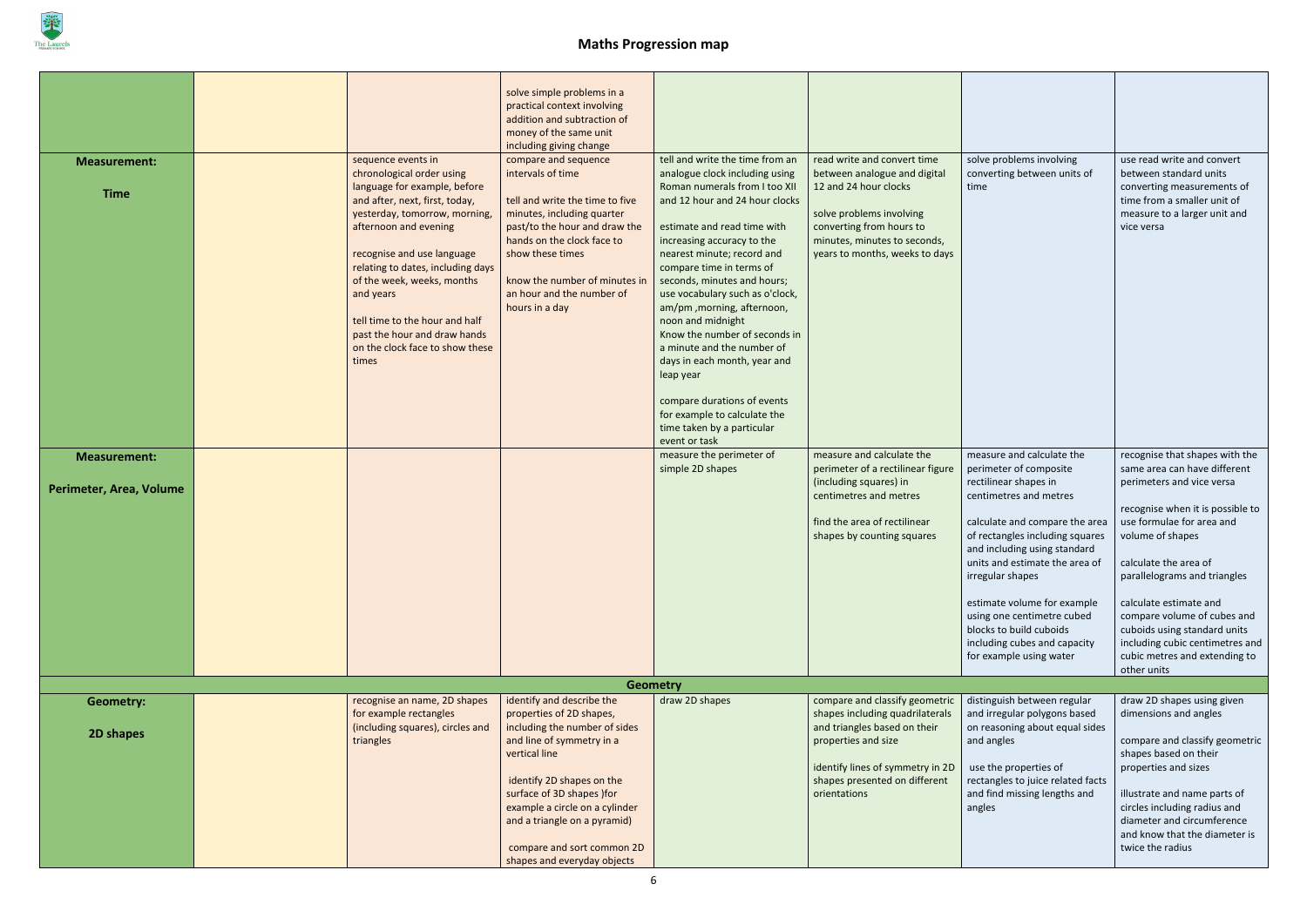# Maths Progression map

| | | | | | | | |
|---|---|---|---|---|---|---|---|
| | | | solve simple problems in a practical context involving addition and subtraction of money of the same unit including giving change | | | | |
| **Measurement:**<br><br>**Time** | | sequence events in chronological order using language for example, before and after, next, first, today, yesterday, tomorrow, morning, afternoon and evening<br><br>recognise and use language relating to dates, including days of the week, weeks, months and years<br><br>tell time to the hour and half past the hour and draw hands on the clock face to show these times | compare and sequence intervals of time<br><br>tell and write the time to five minutes, including quarter past/to the hour and draw the hands on the clock face to show these times<br><br>know the number of minutes in an hour and the number of hours in a day | tell and write the time from an analogue clock including using Roman numerals from I too XII and 12 hour and 24 hour clocks<br><br>estimate and read time with increasing accuracy to the nearest minute; record and compare time in terms of seconds, minutes and hours; use vocabulary such as o'clock, am/pm ,morning, afternoon, noon and midnight<br>Know the number of seconds in a minute and the number of days in each month, year and leap year<br><br>compare durations of events for example to calculate the time taken by a particular event or task | read write and convert time between analogue and digital 12 and 24 hour clocks<br><br>solve problems involving converting from hours to minutes, minutes to seconds, years to months, weeks to days | solve problems involving converting between units of time | use read write and convert between standard units converting measurements of time from a smaller unit of measure to a larger unit and vice versa |
| **Measurement:**<br><br>**Perimeter, Area, Volume** | | | | measure the perimeter of simple 2D shapes | measure and calculate the perimeter of a rectilinear figure (including squares) in centimetres and metres<br><br>find the area of rectilinear shapes by counting squares | measure and calculate the perimeter of composite rectilinear shapes in centimetres and metres<br><br>calculate and compare the area of rectangles including squares and including using standard units and estimate the area of irregular shapes<br><br>estimate volume for example using one centimetre cubed blocks to build cuboids including cubes and capacity for example using water | recognise that shapes with the same area can have different perimeters and vice versa<br><br>recognise when it is possible to use formulae for area and volume of shapes<br><br>calculate the area of parallelograms and triangles<br><br>calculate estimate and compare volume of cubes and cuboids using standard units including cubic centimetres and cubic metres and extending to other units |
| **Geometry** | | | | | | | |
| **Geometry:**<br><br>**2D shapes** | | recognise an name, 2D shapes for example rectangles (including squares), circles and triangles | identify and describe the properties of 2D shapes, including the number of sides and line of symmetry in a vertical line<br><br>identify 2D shapes on the surface of 3D shapes )for example a circle on a cylinder and a triangle on a pyramid)<br><br>compare and sort common 2D shapes and everyday objects | draw 2D shapes | compare and classify geometric shapes including quadrilaterals and triangles based on their properties and size<br><br>identify lines of symmetry in 2D shapes presented on different orientations | distinguish between regular and irregular polygons based on reasoning about equal sides and angles<br><br>use the properties of rectangles to juice related facts and find missing lengths and angles | draw 2D shapes using given dimensions and angles<br><br>compare and classify geometric shapes based on their properties and sizes<br><br>illustrate and name parts of circles including radius and diameter and circumference and know that the diameter is twice the radius |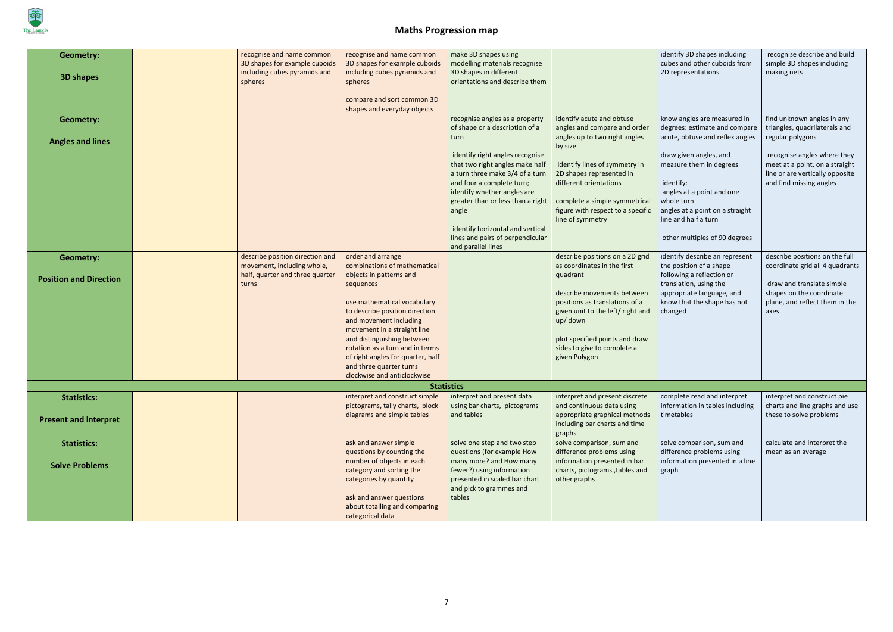## Maths Progression map

| | | | | | | | |
|---|---|---|---|---|---|---|---|
| **Geometry:** **3D shapes** | | recognise and name common 3D shapes for example cuboids including cubes pyramids and spheres | recognise and name common 3D shapes for example cuboids including cubes pyramids and spheres<br><br>compare and sort common 3D shapes and everyday objects | make 3D shapes using modelling materials recognise 3D shapes in different orientations and describe them | | identify 3D shapes including cubes and other cuboids from 2D representations | recognise describe and build simple 3D shapes including making nets |
| **Geometry:** **Angles and lines** | | | | recognise angles as a property of shape or a description of a turn<br><br>identify right angles recognise that two right angles make half a turn three make 3/4 of a turn and four a complete turn; identify whether angles are greater than or less than a right angle<br><br>identify horizontal and vertical lines and pairs of perpendicular and parallel lines | identify acute and obtuse angles and compare and order angles up to two right angles by size<br><br>identify lines of symmetry in 2D shapes represented in different orientations<br><br>complete a simple symmetrical figure with respect to a specific line of symmetry | know angles are measured in degrees: estimate and compare acute, obtuse and reflex angles<br><br>draw given angles, and measure them in degrees<br><br>identify:<br>angles at a point and one whole turn<br>angles at a point on a straight line and half a turn<br><br>other multiples of 90 degrees | find unknown angles in any triangles, quadrilaterals and regular polygons<br><br>recognise angles where they meet at a point, on a straight line or are vertically opposite and find missing angles |
| **Geometry:** **Position and Direction** | | describe position direction and movement, including whole, half, quarter and three quarter turns | order and arrange combinations of mathematical objects in patterns and sequences<br><br>use mathematical vocabulary to describe position direction and movement including movement in a straight line and distinguishing between rotation as a turn and in terms of right angles for quarter, half and three quarter turns clockwise and anticlockwise | | describe positions on a 2D grid as coordinates in the first quadrant<br><br>describe movements between positions as translations of a given unit to the left/ right and up/ down<br><br>plot specified points and draw sides to give to complete a given Polygon | identify describe an represent the position of a shape following a reflection or translation, using the appropriate language, and know that the shape has not changed | describe positions on the full coordinate grid all 4 quadrants<br><br>draw and translate simple shapes on the coordinate plane, and reflect them in the axes |
| **Statistics** | | | | | | | |
| **Statistics:** **Present and interpret** | | | interpret and construct simple pictograms, tally charts, block diagrams and simple tables | interpret and present data using bar charts, pictograms and tables | interpret and present discrete and continuous data using appropriate graphical methods including bar charts and time graphs | complete read and interpret information in tables including timetables | interpret and construct pie charts and line graphs and use these to solve problems |
| **Statistics:** **Solve Problems** | | | ask and answer simple questions by counting the number of objects in each category and sorting the categories by quantity<br><br>ask and answer questions about totalling and comparing categorical data | solve one step and two step questions (for example How many more? and How many fewer?) using information presented in scaled bar chart and pick to grammes and tables | solve comparison, sum and difference problems using information presented in bar charts, pictograms ,tables and other graphs | solve comparison, sum and difference problems using information presented in a line graph | calculate and interpret the mean as an average |